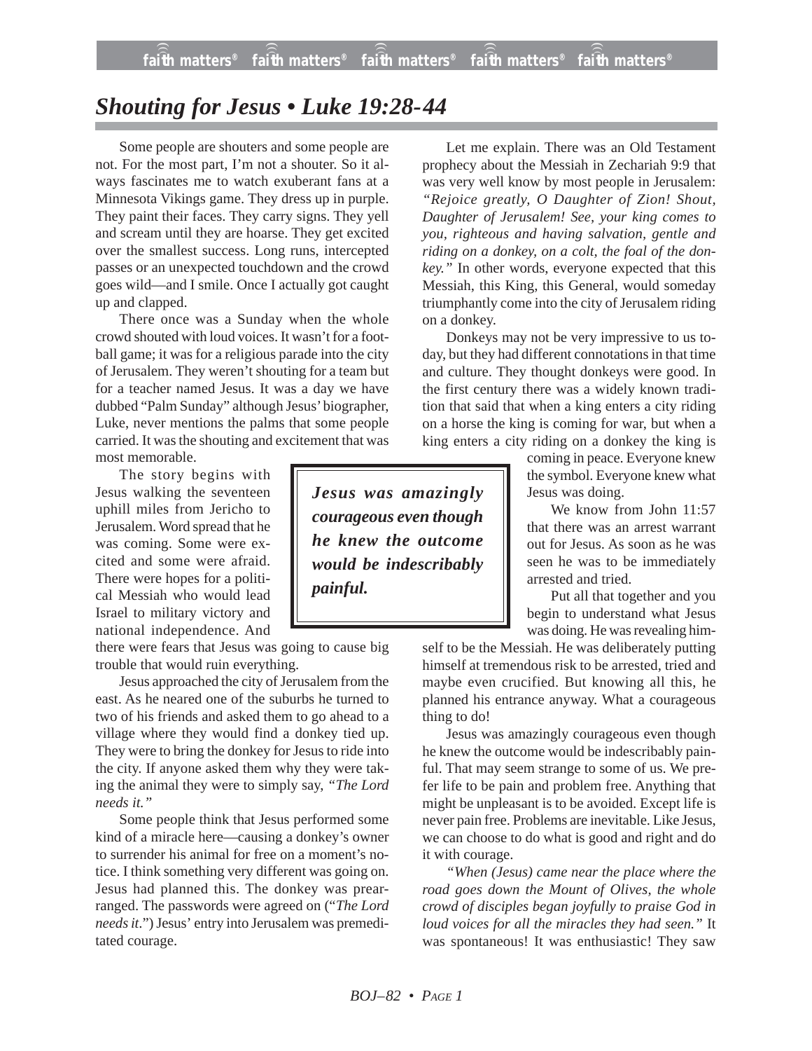# *Shouting for Jesus • Luke 19:28-44*

Some people are shouters and some people are not. For the most part, I'm not a shouter. So it always fascinates me to watch exuberant fans at a Minnesota Vikings game. They dress up in purple. They paint their faces. They carry signs. They yell and scream until they are hoarse. They get excited over the smallest success. Long runs, intercepted passes or an unexpected touchdown and the crowd goes wild—and I smile. Once I actually got caught up and clapped.

There once was a Sunday when the whole crowd shouted with loud voices. It wasn't for a football game; it was for a religious parade into the city of Jerusalem. They weren't shouting for a team but for a teacher named Jesus. It was a day we have dubbed "Palm Sunday" although Jesus' biographer, Luke, never mentions the palms that some people carried. It was the shouting and excitement that was most memorable.

The story begins with Jesus walking the seventeen uphill miles from Jericho to Jerusalem. Word spread that he was coming. Some were excited and some were afraid. There were hopes for a political Messiah who would lead Israel to military victory and national independence. And there were fears that Jesus was going to cause big trouble that would ruin everything.

Jesus approached the city of Jerusalem from the east. As he neared one of the suburbs he turned to two of his friends and asked them to go ahead to a village where they would find a donkey tied up. They were to bring the donkey for Jesus to ride into the city. If anyone asked them why they were taking the animal they were to simply say, *"The Lord needs it."*

Some people think that Jesus performed some kind of a miracle here—causing a donkey's owner to surrender his animal for free on a moment's notice. I think something very different was going on. Jesus had planned this. The donkey was prearranged. The passwords were agreed on ("*The Lord needs it.*") Jesus' entry into Jerusalem was premeditated courage.

Let me explain. There was an Old Testament prophecy about the Messiah in Zechariah 9:9 that was very well know by most people in Jerusalem: *"Rejoice greatly, O Daughter of Zion! Shout, Daughter of Jerusalem! See, your king comes to you, righteous and having salvation, gentle and riding on a donkey, on a colt, the foal of the donkey."* In other words, everyone expected that this Messiah, this King, this General, would someday triumphantly come into the city of Jerusalem riding on a donkey.

Donkeys may not be very impressive to us today, but they had different connotations in that time and culture. They thought donkeys were good. In the first century there was a widely known tradition that said that when a king enters a city riding on a horse the king is coming for war, but when a king enters a city riding on a donkey the king is coming in peace. Everyone knew the symbol. Everyone knew what Jesus was doing.

> ***Jesus was amazingly courageous even though he knew the outcome would be indescribably painful.***

We know from John 11:57 that there was an arrest warrant out for Jesus. As soon as he was seen he was to be immediately arrested and tried.

Put all that together and you begin to understand what Jesus was doing. He was revealing himself to be the Messiah. He was deliberately putting himself at tremendous risk to be arrested, tried and maybe even crucified. But knowing all this, he planned his entrance anyway. What a courageous thing to do!

Jesus was amazingly courageous even though he knew the outcome would be indescribably painful. That may seem strange to some of us. We prefer life to be pain and problem free. Anything that might be unpleasant is to be avoided. Except life is never pain free. Problems are inevitable. Like Jesus, we can choose to do what is good and right and do it with courage.

*"When (Jesus) came near the place where the road goes down the Mount of Olives, the whole crowd of disciples began joyfully to praise God in loud voices for all the miracles they had seen."* It was spontaneous! It was enthusiastic! They saw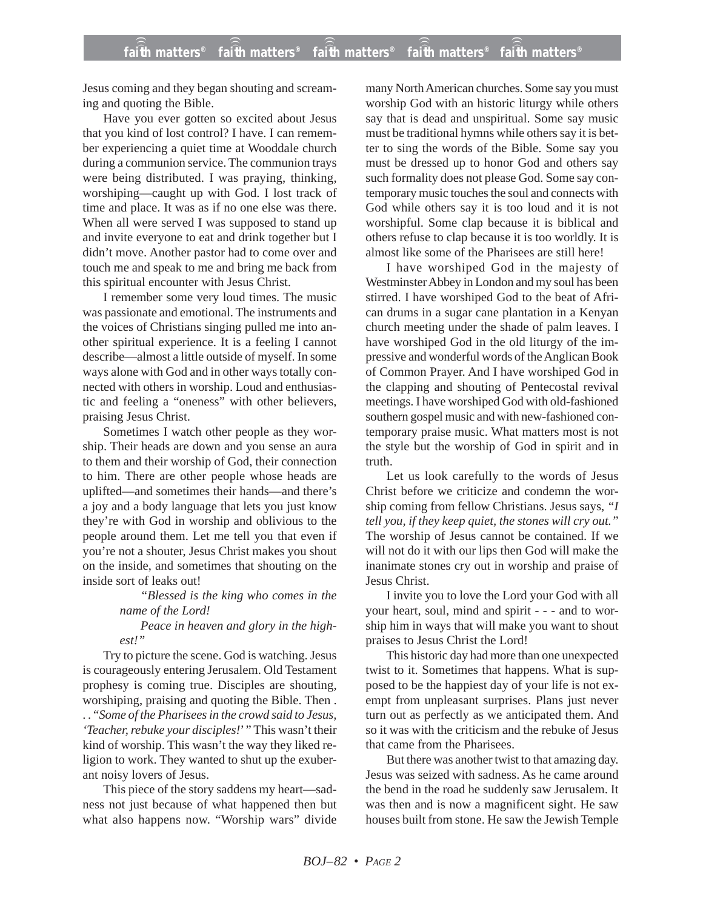Jesus coming and they began shouting and screaming and quoting the Bible.

Have you ever gotten so excited about Jesus that you kind of lost control? I have. I can remember experiencing a quiet time at Wooddale church during a communion service. The communion trays were being distributed. I was praying, thinking, worshiping—caught up with God. I lost track of time and place. It was as if no one else was there. When all were served I was supposed to stand up and invite everyone to eat and drink together but I didn't move. Another pastor had to come over and touch me and speak to me and bring me back from this spiritual encounter with Jesus Christ.

I remember some very loud times. The music was passionate and emotional. The instruments and the voices of Christians singing pulled me into another spiritual experience. It is a feeling I cannot describe—almost a little outside of myself. In some ways alone with God and in other ways totally connected with others in worship. Loud and enthusiastic and feeling a "oneness" with other believers, praising Jesus Christ.

Sometimes I watch other people as they worship. Their heads are down and you sense an aura to them and their worship of God, their connection to him. There are other people whose heads are uplifted—and sometimes their hands—and there's a joy and a body language that lets you just know they're with God in worship and oblivious to the people around them. Let me tell you that even if you're not a shouter, Jesus Christ makes you shout on the inside, and sometimes that shouting on the inside sort of leaks out!

> *"Blessed is the king who comes in the name of the Lord!*
>
> *Peace in heaven and glory in the highest!"*

Try to picture the scene. God is watching. Jesus is courageously entering Jerusalem. Old Testament prophesy is coming true. Disciples are shouting, worshiping, praising and quoting the Bible. Then . . . *"Some of the Pharisees in the crowd said to Jesus, 'Teacher, rebuke your disciples!'"* This wasn't their kind of worship. This wasn't the way they liked religion to work. They wanted to shut up the exuberant noisy lovers of Jesus.

This piece of the story saddens my heart—sadness not just because of what happened then but what also happens now. "Worship wars" divide many North American churches. Some say you must worship God with an historic liturgy while others say that is dead and unspiritual. Some say music must be traditional hymns while others say it is better to sing the words of the Bible. Some say you must be dressed up to honor God and others say such formality does not please God. Some say contemporary music touches the soul and connects with God while others say it is too loud and it is not worshipful. Some clap because it is biblical and others refuse to clap because it is too worldly. It is almost like some of the Pharisees are still here!

I have worshiped God in the majesty of Westminster Abbey in London and my soul has been stirred. I have worshiped God to the beat of African drums in a sugar cane plantation in a Kenyan church meeting under the shade of palm leaves. I have worshiped God in the old liturgy of the impressive and wonderful words of the Anglican Book of Common Prayer. And I have worshiped God in the clapping and shouting of Pentecostal revival meetings. I have worshiped God with old-fashioned southern gospel music and with new-fashioned contemporary praise music. What matters most is not the style but the worship of God in spirit and in truth.

Let us look carefully to the words of Jesus Christ before we criticize and condemn the worship coming from fellow Christians. Jesus says, *"I tell you, if they keep quiet, the stones will cry out."* The worship of Jesus cannot be contained. If we will not do it with our lips then God will make the inanimate stones cry out in worship and praise of Jesus Christ.

I invite you to love the Lord your God with all your heart, soul, mind and spirit - - - and to worship him in ways that will make you want to shout praises to Jesus Christ the Lord!

This historic day had more than one unexpected twist to it. Sometimes that happens. What is supposed to be the happiest day of your life is not exempt from unpleasant surprises. Plans just never turn out as perfectly as we anticipated them. And so it was with the criticism and the rebuke of Jesus that came from the Pharisees.

But there was another twist to that amazing day. Jesus was seized with sadness. As he came around the bend in the road he suddenly saw Jerusalem. It was then and is now a magnificent sight. He saw houses built from stone. He saw the Jewish Temple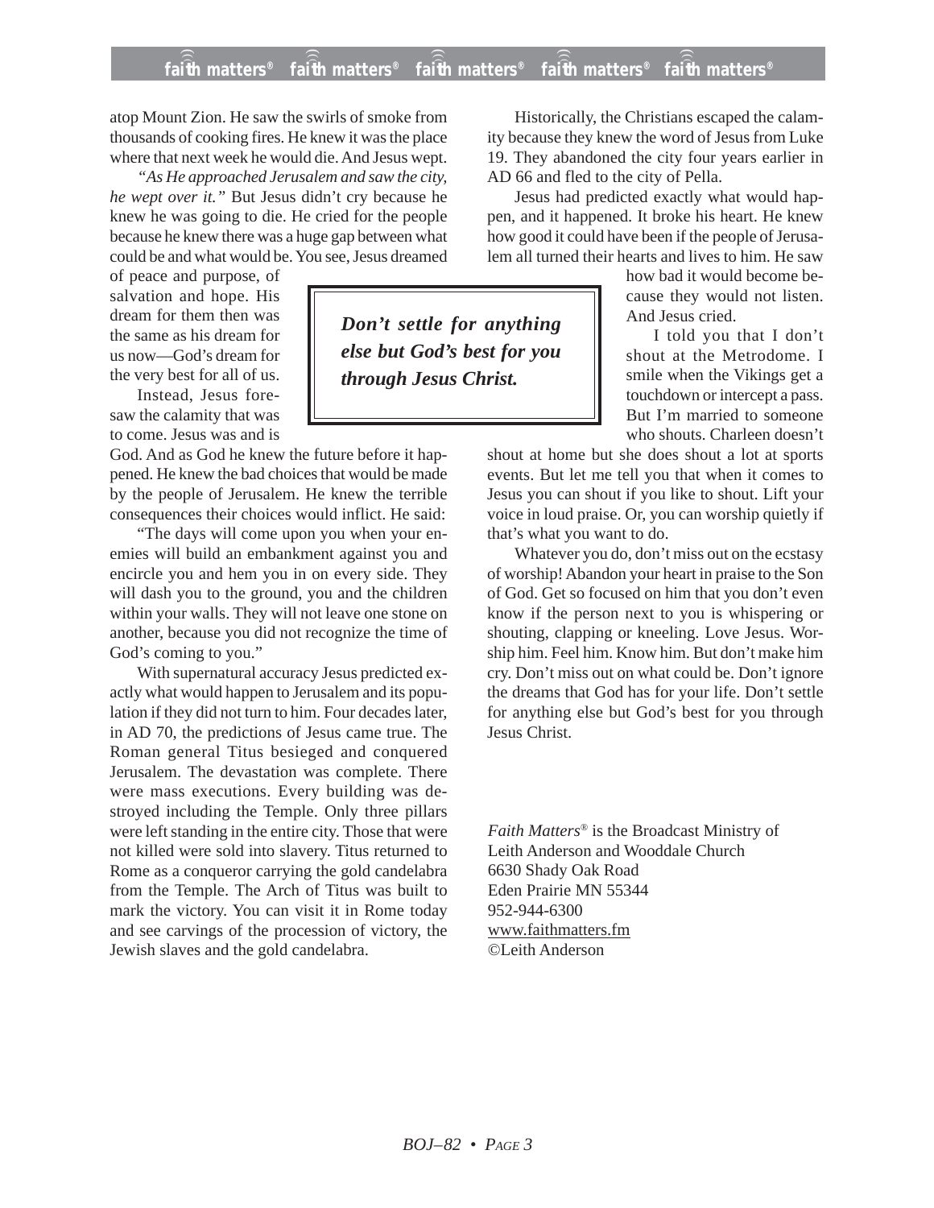atop Mount Zion. He saw the swirls of smoke from thousands of cooking fires. He knew it was the place where that next week he would die. And Jesus wept.

*"As He approached Jerusalem and saw the city, he wept over it."* But Jesus didn't cry because he knew he was going to die. He cried for the people because he knew there was a huge gap between what could be and what would be. You see, Jesus dreamed of peace and purpose, of salvation and hope. His dream for them then was the same as his dream for us now—God's dream for the very best for all of us.

Instead, Jesus foresaw the calamity that was to come. Jesus was and is God. And as God he knew the future before it happened. He knew the bad choices that would be made by the people of Jerusalem. He knew the terrible consequences their choices would inflict. He said:

"The days will come upon you when your enemies will build an embankment against you and encircle you and hem you in on every side. They will dash you to the ground, you and the children within your walls. They will not leave one stone on another, because you did not recognize the time of God's coming to you."

With supernatural accuracy Jesus predicted exactly what would happen to Jerusalem and its population if they did not turn to him. Four decades later, in AD 70, the predictions of Jesus came true. The Roman general Titus besieged and conquered Jerusalem. The devastation was complete. There were mass executions. Every building was destroyed including the Temple. Only three pillars were left standing in the entire city. Those that were not killed were sold into slavery. Titus returned to Rome as a conqueror carrying the gold candelabra from the Temple. The Arch of Titus was built to mark the victory. You can visit it in Rome today and see carvings of the procession of victory, the Jewish slaves and the gold candelabra.

Historically, the Christians escaped the calamity because they knew the word of Jesus from Luke 19. They abandoned the city four years earlier in AD 66 and fled to the city of Pella.

Jesus had predicted exactly what would happen, and it happened. It broke his heart. He knew how good it could have been if the people of Jerusalem all turned their hearts and lives to him. He saw how bad it would become because they would not listen. And Jesus cried.

> ***Don't settle for anything else but God's best for you through Jesus Christ.***

I told you that I don't shout at the Metrodome. I smile when the Vikings get a touchdown or intercept a pass. But I'm married to someone who shouts. Charleen doesn't shout at home but she does shout a lot at sports events. But let me tell you that when it comes to Jesus you can shout if you like to shout. Lift your voice in loud praise. Or, you can worship quietly if that's what you want to do.

Whatever you do, don't miss out on the ecstasy of worship! Abandon your heart in praise to the Son of God. Get so focused on him that you don't even know if the person next to you is whispering or shouting, clapping or kneeling. Love Jesus. Worship him. Feel him. Know him. But don't make him cry. Don't miss out on what could be. Don't ignore the dreams that God has for your life. Don't settle for anything else but God's best for you through Jesus Christ.

*Faith Matters*® is the Broadcast Ministry of
Leith Anderson and Wooddale Church
6630 Shady Oak Road
Eden Prairie MN 55344
952-944-6300
www.faithmatters.fm
©Leith Anderson